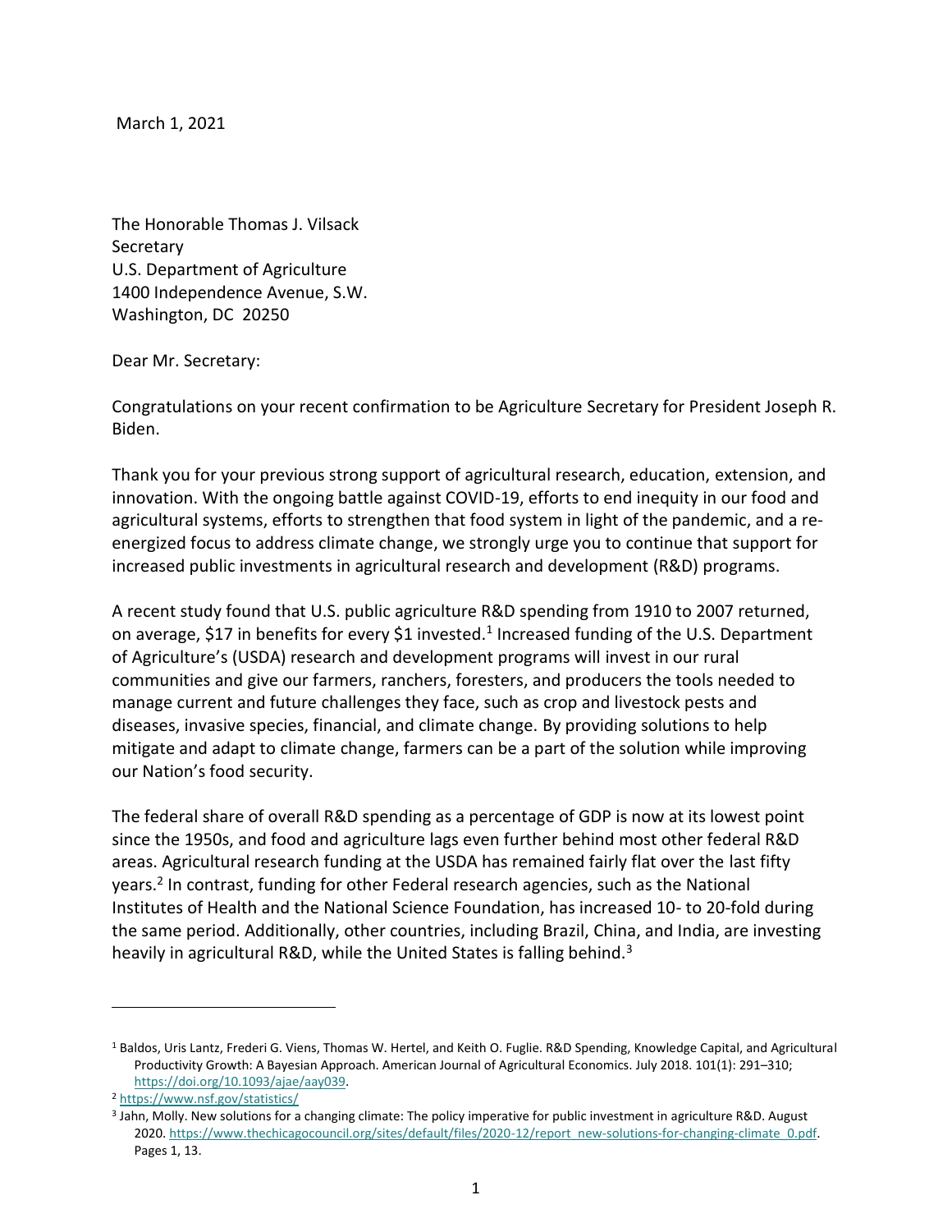March 1, 2021

The Honorable Thomas J. Vilsack
Secretary
U.S. Department of Agriculture
1400 Independence Avenue, S.W.
Washington, DC 20250

Dear Mr. Secretary:

Congratulations on your recent confirmation to be Agriculture Secretary for President Joseph R. Biden.

Thank you for your previous strong support of agricultural research, education, extension, and innovation. With the ongoing battle against COVID-19, efforts to end inequity in our food and agricultural systems, efforts to strengthen that food system in light of the pandemic, and a re-energized focus to address climate change, we strongly urge you to continue that support for increased public investments in agricultural research and development (R&D) programs.

A recent study found that U.S. public agriculture R&D spending from 1910 to 2007 returned, on average, $17 in benefits for every $1 invested.[1] Increased funding of the U.S. Department of Agriculture's (USDA) research and development programs will invest in our rural communities and give our farmers, ranchers, foresters, and producers the tools needed to manage current and future challenges they face, such as crop and livestock pests and diseases, invasive species, financial, and climate change. By providing solutions to help mitigate and adapt to climate change, farmers can be a part of the solution while improving our Nation's food security.

The federal share of overall R&D spending as a percentage of GDP is now at its lowest point since the 1950s, and food and agriculture lags even further behind most other federal R&D areas. Agricultural research funding at the USDA has remained fairly flat over the last fifty years.[2] In contrast, funding for other Federal research agencies, such as the National Institutes of Health and the National Science Foundation, has increased 10- to 20-fold during the same period. Additionally, other countries, including Brazil, China, and India, are investing heavily in agricultural R&D, while the United States is falling behind.[3]

---

[1] Baldos, Uris Lantz, Frederi G. Viens, Thomas W. Hertel, and Keith O. Fuglie. R&D Spending, Knowledge Capital, and Agricultural Productivity Growth: A Bayesian Approach. American Journal of Agricultural Economics. July 2018. 101(1): 291–310; https://doi.org/10.1093/ajae/aay039.

[2] https://www.nsf.gov/statistics/

[3] Jahn, Molly. New solutions for a changing climate: The policy imperative for public investment in agriculture R&D. August 2020. https://www.thechicagocouncil.org/sites/default/files/2020-12/report_new-solutions-for-changing-climate_0.pdf. Pages 1, 13.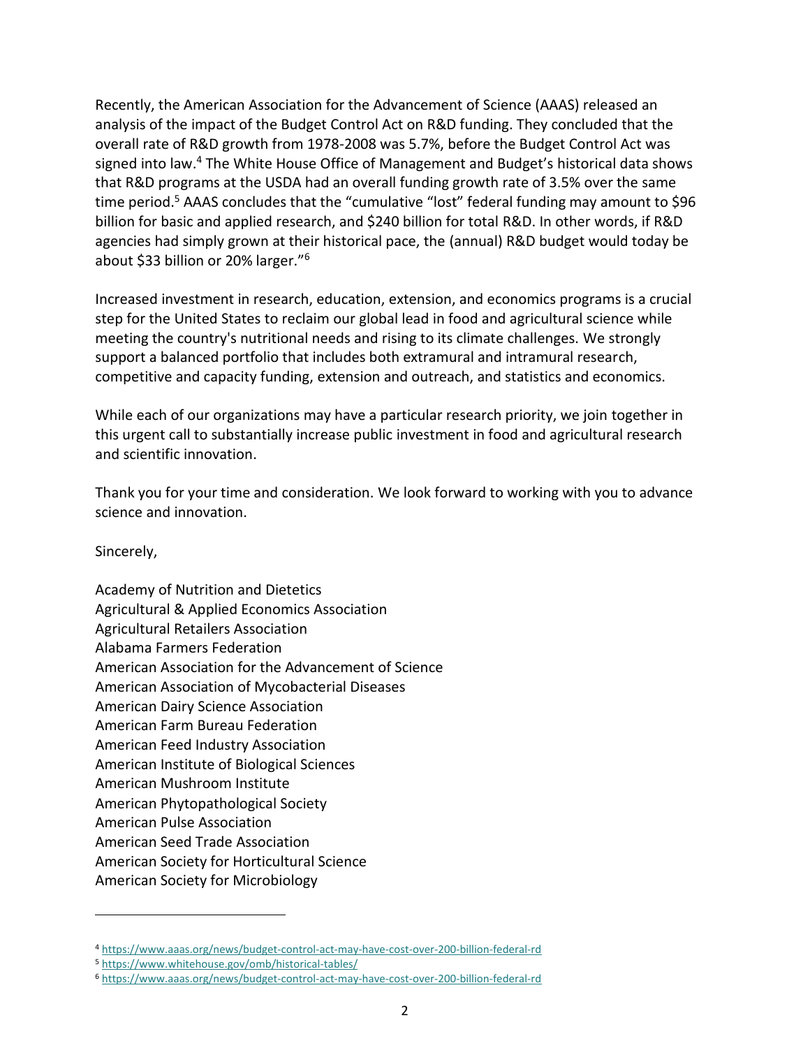Recently, the American Association for the Advancement of Science (AAAS) released an analysis of the impact of the Budget Control Act on R&D funding. They concluded that the overall rate of R&D growth from 1978-2008 was 5.7%, before the Budget Control Act was signed into law.[4] The White House Office of Management and Budget's historical data shows that R&D programs at the USDA had an overall funding growth rate of 3.5% over the same time period.[5] AAAS concludes that the "cumulative "lost" federal funding may amount to $96 billion for basic and applied research, and $240 billion for total R&D. In other words, if R&D agencies had simply grown at their historical pace, the (annual) R&D budget would today be about $33 billion or 20% larger."[6]

Increased investment in research, education, extension, and economics programs is a crucial step for the United States to reclaim our global lead in food and agricultural science while meeting the country's nutritional needs and rising to its climate challenges. We strongly support a balanced portfolio that includes both extramural and intramural research, competitive and capacity funding, extension and outreach, and statistics and economics.

While each of our organizations may have a particular research priority, we join together in this urgent call to substantially increase public investment in food and agricultural research and scientific innovation.

Thank you for your time and consideration. We look forward to working with you to advance science and innovation.

Sincerely,

Academy of Nutrition and Dietetics
Agricultural & Applied Economics Association
Agricultural Retailers Association
Alabama Farmers Federation
American Association for the Advancement of Science
American Association of Mycobacterial Diseases
American Dairy Science Association
American Farm Bureau Federation
American Feed Industry Association
American Institute of Biological Sciences
American Mushroom Institute
American Phytopathological Society
American Pulse Association
American Seed Trade Association
American Society for Horticultural Science
American Society for Microbiology

---

[4] https://www.aaas.org/news/budget-control-act-may-have-cost-over-200-billion-federal-rd

[5] https://www.whitehouse.gov/omb/historical-tables/

[6] https://www.aaas.org/news/budget-control-act-may-have-cost-over-200-billion-federal-rd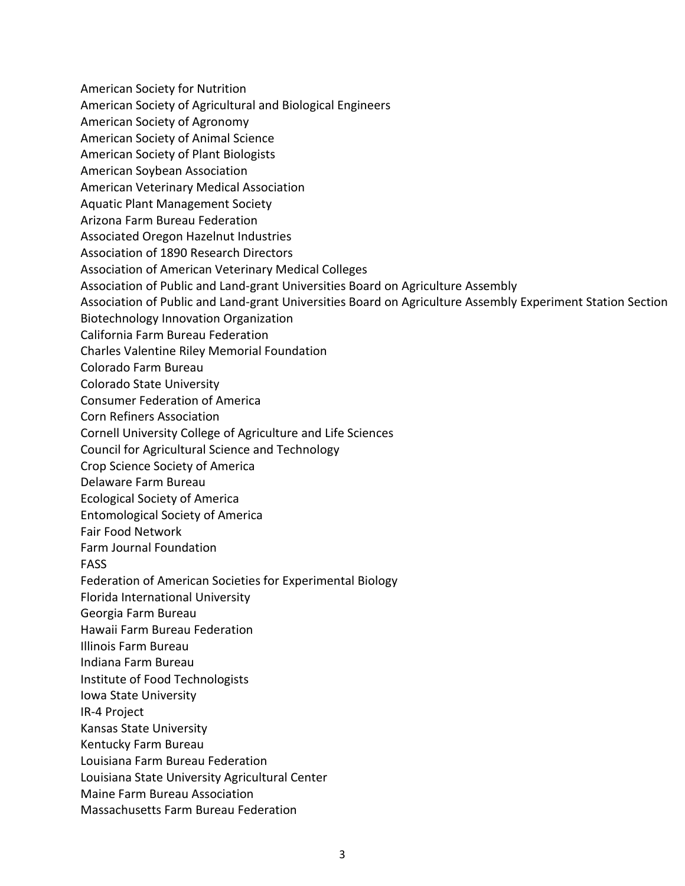American Society for Nutrition
American Society of Agricultural and Biological Engineers
American Society of Agronomy
American Society of Animal Science
American Society of Plant Biologists
American Soybean Association
American Veterinary Medical Association
Aquatic Plant Management Society
Arizona Farm Bureau Federation
Associated Oregon Hazelnut Industries
Association of 1890 Research Directors
Association of American Veterinary Medical Colleges
Association of Public and Land-grant Universities Board on Agriculture Assembly
Association of Public and Land-grant Universities Board on Agriculture Assembly Experiment Station Section
Biotechnology Innovation Organization
California Farm Bureau Federation
Charles Valentine Riley Memorial Foundation
Colorado Farm Bureau
Colorado State University
Consumer Federation of America
Corn Refiners Association
Cornell University College of Agriculture and Life Sciences
Council for Agricultural Science and Technology
Crop Science Society of America
Delaware Farm Bureau
Ecological Society of America
Entomological Society of America
Fair Food Network
Farm Journal Foundation
FASS
Federation of American Societies for Experimental Biology
Florida International University
Georgia Farm Bureau
Hawaii Farm Bureau Federation
Illinois Farm Bureau
Indiana Farm Bureau
Institute of Food Technologists
Iowa State University
IR-4 Project
Kansas State University
Kentucky Farm Bureau
Louisiana Farm Bureau Federation
Louisiana State University Agricultural Center
Maine Farm Bureau Association
Massachusetts Farm Bureau Federation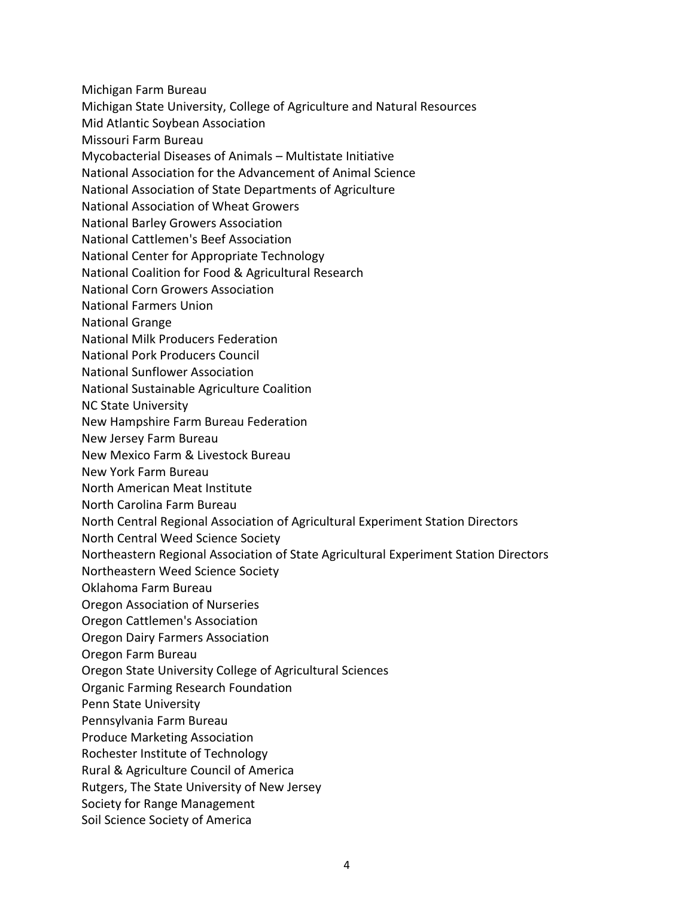Michigan Farm Bureau
Michigan State University, College of Agriculture and Natural Resources
Mid Atlantic Soybean Association
Missouri Farm Bureau
Mycobacterial Diseases of Animals – Multistate Initiative
National Association for the Advancement of Animal Science
National Association of State Departments of Agriculture
National Association of Wheat Growers
National Barley Growers Association
National Cattlemen's Beef Association
National Center for Appropriate Technology
National Coalition for Food & Agricultural Research
National Corn Growers Association
National Farmers Union
National Grange
National Milk Producers Federation
National Pork Producers Council
National Sunflower Association
National Sustainable Agriculture Coalition
NC State University
New Hampshire Farm Bureau Federation
New Jersey Farm Bureau
New Mexico Farm & Livestock Bureau
New York Farm Bureau
North American Meat Institute
North Carolina Farm Bureau
North Central Regional Association of Agricultural Experiment Station Directors
North Central Weed Science Society
Northeastern Regional Association of State Agricultural Experiment Station Directors
Northeastern Weed Science Society
Oklahoma Farm Bureau
Oregon Association of Nurseries
Oregon Cattlemen's Association
Oregon Dairy Farmers Association
Oregon Farm Bureau
Oregon State University College of Agricultural Sciences
Organic Farming Research Foundation
Penn State University
Pennsylvania Farm Bureau
Produce Marketing Association
Rochester Institute of Technology
Rural & Agriculture Council of America
Rutgers, The State University of New Jersey
Society for Range Management
Soil Science Society of America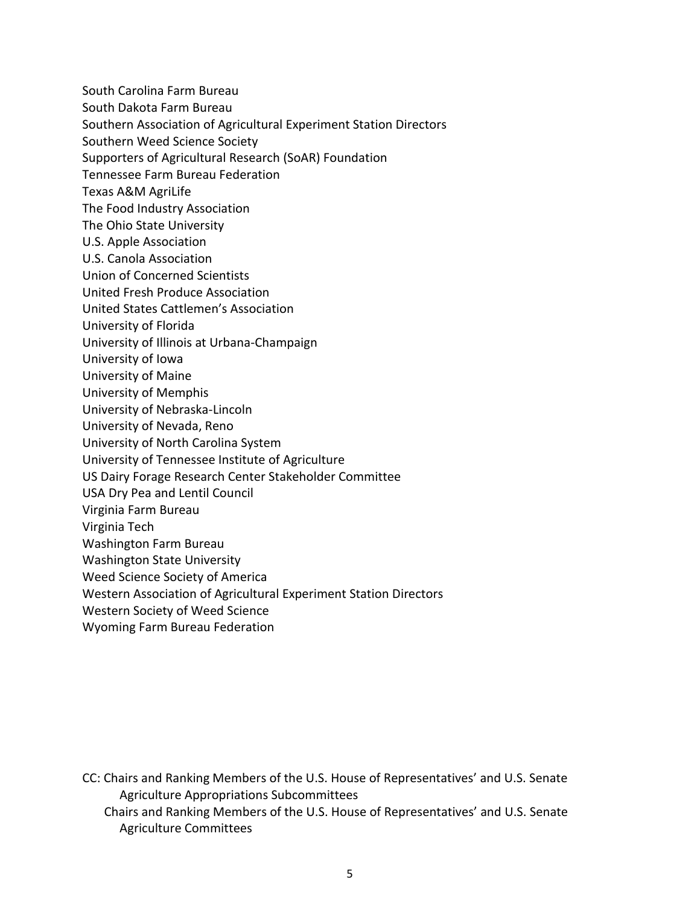South Carolina Farm Bureau
South Dakota Farm Bureau
Southern Association of Agricultural Experiment Station Directors
Southern Weed Science Society
Supporters of Agricultural Research (SoAR) Foundation
Tennessee Farm Bureau Federation
Texas A&M AgriLife
The Food Industry Association
The Ohio State University
U.S. Apple Association
U.S. Canola Association
Union of Concerned Scientists
United Fresh Produce Association
United States Cattlemen's Association
University of Florida
University of Illinois at Urbana-Champaign
University of Iowa
University of Maine
University of Memphis
University of Nebraska-Lincoln
University of Nevada, Reno
University of North Carolina System
University of Tennessee Institute of Agriculture
US Dairy Forage Research Center Stakeholder Committee
USA Dry Pea and Lentil Council
Virginia Farm Bureau
Virginia Tech
Washington Farm Bureau
Washington State University
Weed Science Society of America
Western Association of Agricultural Experiment Station Directors
Western Society of Weed Science
Wyoming Farm Bureau Federation

CC: Chairs and Ranking Members of the U.S. House of Representatives' and U.S. Senate Agriculture Appropriations Subcommittees
Chairs and Ranking Members of the U.S. House of Representatives' and U.S. Senate Agriculture Committees